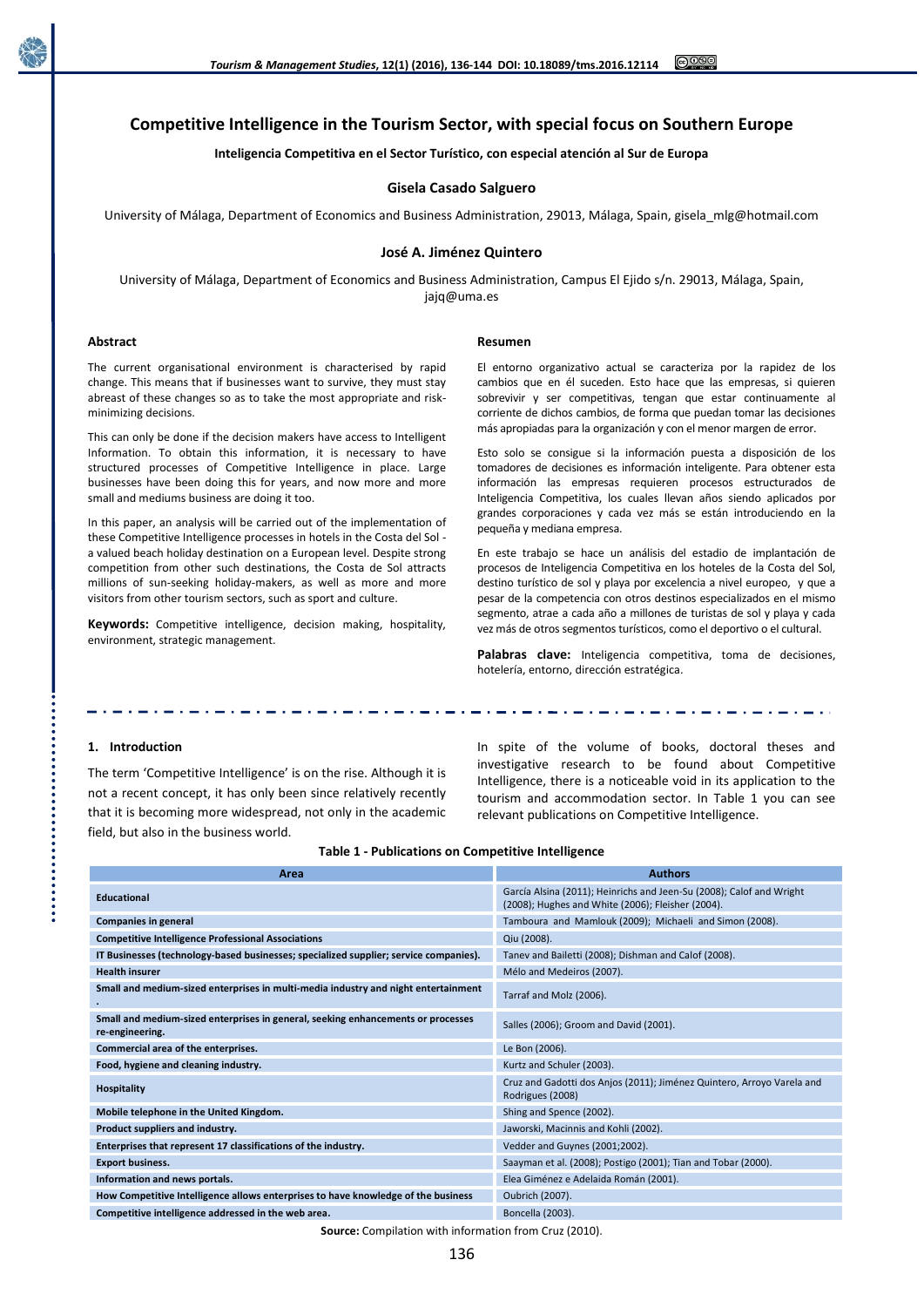# Competitive Intelligence in the Tourism Sector, with special focus on Southern Europe

**Inteligencia Competitiva en el Sector Turístico, con especial atención al Sur de Europa**

**Gisela Casado Salguero**

University of Málaga, Department of Economics and Business Administration, 29013, Málaga, Spain, gisela_mlg@hotmail.com

**José A. Jiménez Quintero**

University of Málaga, Department of Economics and Business Administration, Campus El Ejido s/n. 29013, Málaga, Spain, jajq@uma.es

## Abstract

The current organisational environment is characterised by rapid change. This means that if businesses want to survive, they must stay abreast of these changes so as to take the most appropriate and risk-minimizing decisions.

This can only be done if the decision makers have access to Intelligent Information. To obtain this information, it is necessary to have structured processes of Competitive Intelligence in place. Large businesses have been doing this for years, and now more and more small and mediums business are doing it too.

In this paper, an analysis will be carried out of the implementation of these Competitive Intelligence processes in hotels in the Costa del Sol - a valued beach holiday destination on a European level. Despite strong competition from other such destinations, the Costa de Sol attracts millions of sun-seeking holiday-makers, as well as more and more visitors from other tourism sectors, such as sport and culture.

**Keywords:** Competitive intelligence, decision making, hospitality, environment, strategic management.

## Resumen

El entorno organizativo actual se caracteriza por la rapidez de los cambios que en él suceden. Esto hace que las empresas, si quieren sobrevivir y ser competitivas, tengan que estar continuamente al corriente de dichos cambios, de forma que puedan tomar las decisiones más apropiadas para la organización y con el menor margen de error.

Esto solo se consigue si la información puesta a disposición de los tomadores de decisiones es información inteligente. Para obtener esta información las empresas requieren procesos estructurados de Inteligencia Competitiva, los cuales llevan años siendo aplicados por grandes corporaciones y cada vez más se están introduciendo en la pequeña y mediana empresa.

En este trabajo se hace un análisis del estadio de implantación de procesos de Inteligencia Competitiva en los hoteles de la Costa del Sol, destino turístico de sol y playa por excelencia a nivel europeo, y que a pesar de la competencia con otros destinos especializados en el mismo segmento, atrae a cada año a millones de turistas de sol y playa y cada vez más de otros segmentos turísticos, como el deportivo o el cultural.

**Palabras clave:** Inteligencia competitiva, toma de decisiones, hotelería, entorno, dirección estratégica.

## 1. Introduction

The term 'Competitive Intelligence' is on the rise. Although it is not a recent concept, it has only been since relatively recently that it is becoming more widespread, not only in the academic field, but also in the business world.

In spite of the volume of books, doctoral theses and investigative research to be found about Competitive Intelligence, there is a noticeable void in its application to the tourism and accommodation sector. In Table 1 you can see relevant publications on Competitive Intelligence.

**Table 1 - Publications on Competitive Intelligence**

| Area | Authors |
|---|---|
| **Educational** | García Alsina (2011); Heinrichs and Jeen-Su (2008); Calof and Wright (2008); Hughes and White (2006); Fleisher (2004). |
| **Companies in general** | Tamboura and Mamlouk (2009); Michaeli and Simon (2008). |
| **Competitive Intelligence Professional Associations** | Qiu (2008). |
| **IT Businesses (technology-based businesses; specialized supplier; service companies).** | Tanev and Bailetti (2008); Dishman and Calof (2008). |
| **Health insurer** | Mélo and Medeiros (2007). |
| **Small and medium-sized enterprises in multi-media industry and night entertainment .** | Tarraf and Molz (2006). |
| **Small and medium-sized enterprises in general, seeking enhancements or processes re-engineering.** | Salles (2006); Groom and David (2001). |
| **Commercial area of the enterprises.** | Le Bon (2006). |
| **Food, hygiene and cleaning industry.** | Kurtz and Schuler (2003). |
| **Hospitality** | Cruz and Gadotti dos Anjos (2011); Jiménez Quintero, Arroyo Varela and Rodrigues (2008) |
| **Mobile telephone in the United Kingdom.** | Shing and Spence (2002). |
| **Product suppliers and industry.** | Jaworski, Macinnis and Kohli (2002). |
| **Enterprises that represent 17 classifications of the industry.** | Vedder and Guynes (2001;2002). |
| **Export business.** | Saayman et al. (2008); Postigo (2001); Tian and Tobar (2000). |
| **Information and news portals.** | Elea Giménez e Adelaida Román (2001). |
| **How Competitive Intelligence allows enterprises to have knowledge of the business** | Oubrich (2007). |
| **Competitive intelligence addressed in the web area.** | Boncella (2003). |

**Source:** Compilation with information from Cruz (2010).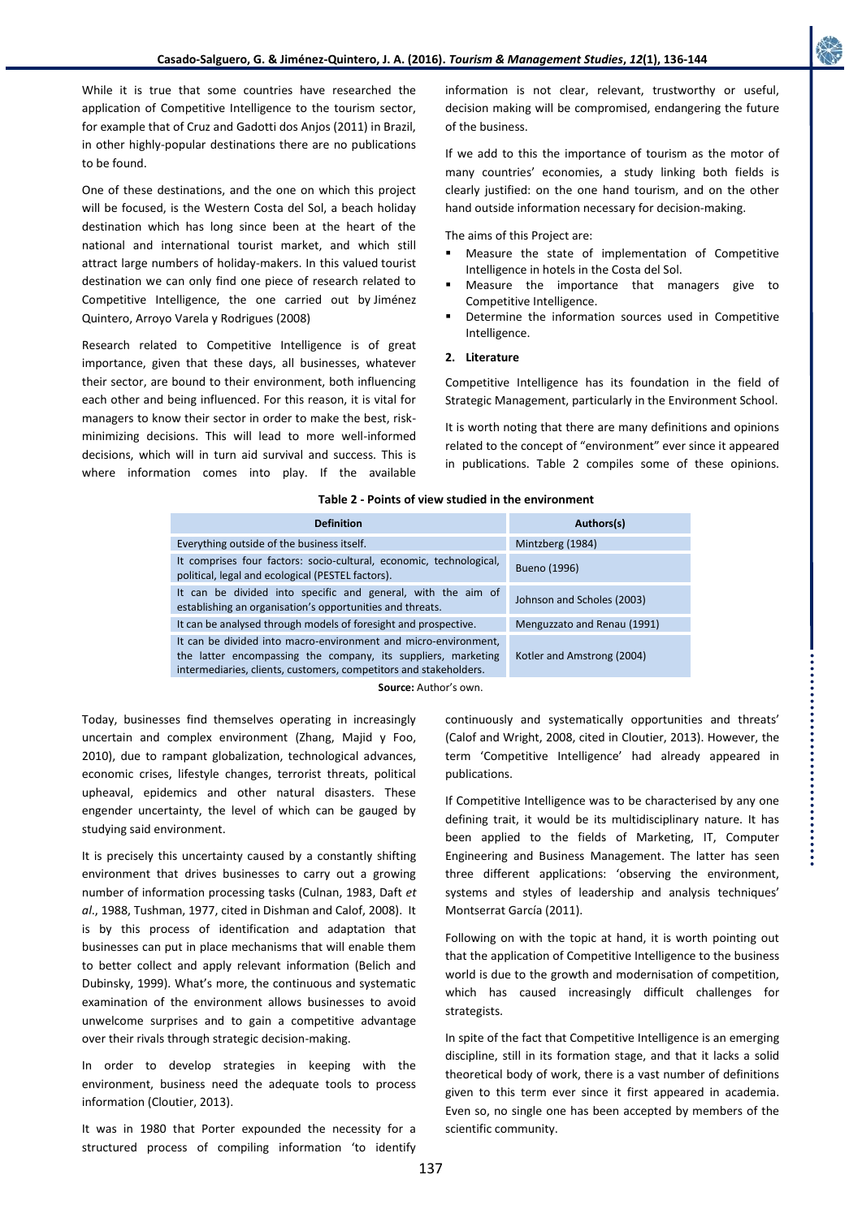While it is true that some countries have researched the application of Competitive Intelligence to the tourism sector, for example that of Cruz and Gadotti dos Anjos (2011) in Brazil, in other highly-popular destinations there are no publications to be found.

One of these destinations, and the one on which this project will be focused, is the Western Costa del Sol, a beach holiday destination which has long since been at the heart of the national and international tourist market, and which still attract large numbers of holiday-makers. In this valued tourist destination we can only find one piece of research related to Competitive Intelligence, the one carried out by Jiménez Quintero, Arroyo Varela y Rodrigues (2008)

Research related to Competitive Intelligence is of great importance, given that these days, all businesses, whatever their sector, are bound to their environment, both influencing each other and being influenced. For this reason, it is vital for managers to know their sector in order to make the best, risk-minimizing decisions. This will lead to more well-informed decisions, which will in turn aid survival and success. This is where information comes into play. If the available information is not clear, relevant, trustworthy or useful, decision making will be compromised, endangering the future of the business.

If we add to this the importance of tourism as the motor of many countries' economies, a study linking both fields is clearly justified: on the one hand tourism, and on the other hand outside information necessary for decision-making.

The aims of this Project are:

- Measure the state of implementation of Competitive Intelligence in hotels in the Costa del Sol.
- Measure the importance that managers give to Competitive Intelligence.
- Determine the information sources used in Competitive Intelligence.

## 2. Literature

Competitive Intelligence has its foundation in the field of Strategic Management, particularly in the Environment School.

It is worth noting that there are many definitions and opinions related to the concept of "environment" ever since it appeared in publications. Table 2 compiles some of these opinions.

**Table 2 - Points of view studied in the environment**

| Definition | Authors(s) |
|---|---|
| Everything outside of the business itself. | Mintzberg (1984) |
| It comprises four factors: socio-cultural, economic, technological, political, legal and ecological (PESTEL factors). | Bueno (1996) |
| It can be divided into specific and general, with the aim of establishing an organisation's opportunities and threats. | Johnson and Scholes (2003) |
| It can be analysed through models of foresight and prospective. | Menguzzato and Renau (1991) |
| It can be divided into macro-environment and micro-environment, the latter encompassing the company, its suppliers, marketing intermediaries, clients, customers, competitors and stakeholders. | Kotler and Amstrong (2004) |

**Source:** Author's own.

Today, businesses find themselves operating in increasingly uncertain and complex environment (Zhang, Majid y Foo, 2010), due to rampant globalization, technological advances, economic crises, lifestyle changes, terrorist threats, political upheaval, epidemics and other natural disasters. These engender uncertainty, the level of which can be gauged by studying said environment.

It is precisely this uncertainty caused by a constantly shifting environment that drives businesses to carry out a growing number of information processing tasks (Culnan, 1983, Daft *et al*., 1988, Tushman, 1977, cited in Dishman and Calof, 2008). It is by this process of identification and adaptation that businesses can put in place mechanisms that will enable them to better collect and apply relevant information (Belich and Dubinsky, 1999). What's more, the continuous and systematic examination of the environment allows businesses to avoid unwelcome surprises and to gain a competitive advantage over their rivals through strategic decision-making.

In order to develop strategies in keeping with the environment, business need the adequate tools to process information (Cloutier, 2013).

It was in 1980 that Porter expounded the necessity for a structured process of compiling information 'to identify continuously and systematically opportunities and threats' (Calof and Wright, 2008, cited in Cloutier, 2013). However, the term 'Competitive Intelligence' had already appeared in publications.

If Competitive Intelligence was to be characterised by any one defining trait, it would be its multidisciplinary nature. It has been applied to the fields of Marketing, IT, Computer Engineering and Business Management. The latter has seen three different applications: 'observing the environment, systems and styles of leadership and analysis techniques' Montserrat García (2011).

Following on with the topic at hand, it is worth pointing out that the application of Competitive Intelligence to the business world is due to the growth and modernisation of competition, which has caused increasingly difficult challenges for strategists.

In spite of the fact that Competitive Intelligence is an emerging discipline, still in its formation stage, and that it lacks a solid theoretical body of work, there is a vast number of definitions given to this term ever since it first appeared in academia. Even so, no single one has been accepted by members of the scientific community.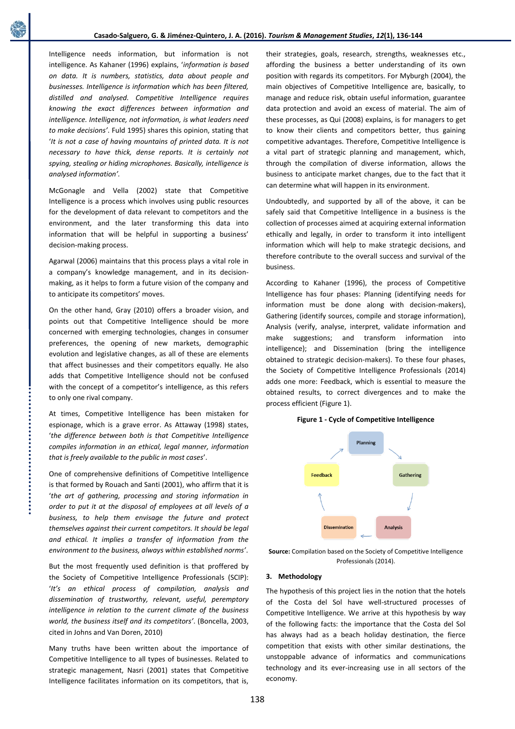Intelligence needs information, but information is not intelligence. As Kahaner (1996) explains, '*information is based on data. It is numbers, statistics, data about people and businesses. Intelligence is information which has been filtered, distilled and analysed. Competitive Intelligence requires knowing the exact differences between information and intelligence. Intelligence, not information, is what leaders need to make decisions'*. Fuld 1995) shares this opinion, stating that '*It is not a case of having mountains of printed data. It is not necessary to have thick, dense reports. It is certainly not spying, stealing or hiding microphones. Basically, intelligence is analysed information'*.

McGonagle and Vella (2002) state that Competitive Intelligence is a process which involves using public resources for the development of data relevant to competitors and the environment, and the later transforming this data into information that will be helpful in supporting a business' decision-making process.

Agarwal (2006) maintains that this process plays a vital role in a company's knowledge management, and in its decision-making, as it helps to form a future vision of the company and to anticipate its competitors' moves.

On the other hand, Gray (2010) offers a broader vision, and points out that Competitive Intelligence should be more concerned with emerging technologies, changes in consumer preferences, the opening of new markets, demographic evolution and legislative changes, as all of these are elements that affect businesses and their competitors equally. He also adds that Competitive Intelligence should not be confused with the concept of a competitor's intelligence, as this refers to only one rival company.

At times, Competitive Intelligence has been mistaken for espionage, which is a grave error. As Attaway (1998) states, '*the difference between both is that Competitive Intelligence compiles information in an ethical, legal manner, information that is freely available to the public in most cases*'.

One of comprehensive definitions of Competitive Intelligence is that formed by Rouach and Santi (2001), who affirm that it is '*the art of gathering, processing and storing information in order to put it at the disposal of employees at all levels of a business, to help them envisage the future and protect themselves against their current competitors. It should be legal and ethical. It implies a transfer of information from the environment to the business, always within established norms*'.

But the most frequently used definition is that proffered by the Society of Competitive Intelligence Professionals (SCIP): '*It's an ethical process of compilation, analysis and dissemination of trustworthy, relevant, useful, peremptory intelligence in relation to the current climate of the business world, the business itself and its competitors*'. (Boncella, 2003, cited in Johns and Van Doren, 2010)

Many truths have been written about the importance of Competitive Intelligence to all types of businesses. Related to strategic management, Nasri (2001) states that Competitive Intelligence facilitates information on its competitors, that is, their strategies, goals, research, strengths, weaknesses etc., affording the business a better understanding of its own position with regards its competitors. For Myburgh (2004), the main objectives of Competitive Intelligence are, basically, to manage and reduce risk, obtain useful information, guarantee data protection and avoid an excess of material. The aim of these processes, as Qui (2008) explains, is for managers to get to know their clients and competitors better, thus gaining competitive advantages. Therefore, Competitive Intelligence is a vital part of strategic planning and management, which, through the compilation of diverse information, allows the business to anticipate market changes, due to the fact that it can determine what will happen in its environment.

Undoubtedly, and supported by all of the above, it can be safely said that Competitive Intelligence in a business is the collection of processes aimed at acquiring external information ethically and legally, in order to transform it into intelligent information which will help to make strategic decisions, and therefore contribute to the overall success and survival of the business.

According to Kahaner (1996), the process of Competitive Intelligence has four phases: Planning (identifying needs for information must be done along with decision-makers), Gathering (identify sources, compile and storage information), Analysis (verify, analyse, interpret, validate information and make suggestions; and transform information into intelligence); and Dissemination (bring the intelligence obtained to strategic decision-makers). To these four phases, the Society of Competitive Intelligence Professionals (2014) adds one more: Feedback, which is essential to measure the obtained results, to correct divergences and to make the process efficient (Figure 1).

**Figure 1 - Cycle of Competitive Intelligence**

Planning → Gathering → Analysis → Dissemination → Feedback → Planning

**Source:** Compilation based on the Society of Competitive Intelligence Professionals (2014).

### 3. Methodology

The hypothesis of this project lies in the notion that the hotels of the Costa del Sol have well-structured processes of Competitive Intelligence. We arrive at this hypothesis by way of the following facts: the importance that the Costa del Sol has always had as a beach holiday destination, the fierce competition that exists with other similar destinations, the unstoppable advance of informatics and communications technology and its ever-increasing use in all sectors of the economy.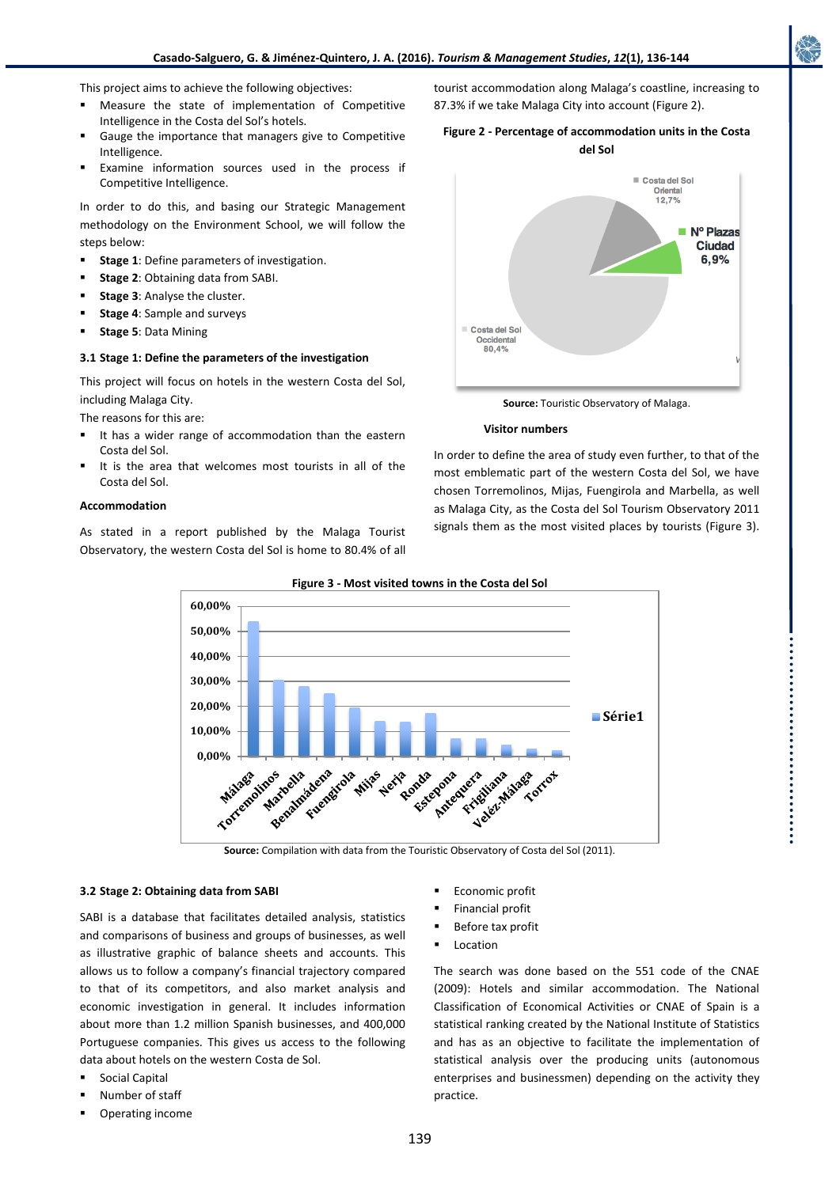This project aims to achieve the following objectives:

- Measure the state of implementation of Competitive Intelligence in the Costa del Sol's hotels.
- Gauge the importance that managers give to Competitive Intelligence.
- Examine information sources used in the process if Competitive Intelligence.

In order to do this, and basing our Strategic Management methodology on the Environment School, we will follow the steps below:

- **Stage 1**: Define parameters of investigation.
- **Stage 2**: Obtaining data from SABI.
- **Stage 3**: Analyse the cluster.
- **Stage 4**: Sample and surveys
- **Stage 5**: Data Mining

### 3.1 Stage 1: Define the parameters of the investigation

This project will focus on hotels in the western Costa del Sol, including Malaga City.

The reasons for this are:

- It has a wider range of accommodation than the eastern Costa del Sol.
- It is the area that welcomes most tourists in all of the Costa del Sol.

**Accommodation**

As stated in a report published by the Malaga Tourist Observatory, the western Costa del Sol is home to 80.4% of all tourist accommodation along Malaga's coastline, increasing to 87.3% if we take Malaga City into account (Figure 2).

**Figure 2 - Percentage of accommodation units in the Costa del Sol**

Source: Touristic Observatory of Malaga.

**Visitor numbers**

In order to define the area of study even further, to that of the most emblematic part of the western Costa del Sol, we have chosen Torremolinos, Mijas, Fuengirola and Marbella, as well as Malaga City, as the Costa del Sol Tourism Observatory 2011 signals them as the most visited places by tourists (Figure 3).

**Figure 3 - Most visited towns in the Costa del Sol**

**Source:** Compilation with data from the Touristic Observatory of Costa del Sol (2011).

### 3.2 Stage 2: Obtaining data from SABI

SABI is a database that facilitates detailed analysis, statistics and comparisons of business and groups of businesses, as well as illustrative graphic of balance sheets and accounts. This allows us to follow a company's financial trajectory compared to that of its competitors, and also market analysis and economic investigation in general. It includes information about more than 1.2 million Spanish businesses, and 400,000 Portuguese companies. This gives us access to the following data about hotels on the western Costa de Sol.

- Social Capital
- Number of staff
- Operating income
- Economic profit
- Financial profit
- Before tax profit
- Location

The search was done based on the 551 code of the CNAE (2009): Hotels and similar accommodation. The National Classification of Economical Activities or CNAE of Spain is a statistical ranking created by the National Institute of Statistics and has as an objective to facilitate the implementation of statistical analysis over the producing units (autonomous enterprises and businessmen) depending on the activity they practice.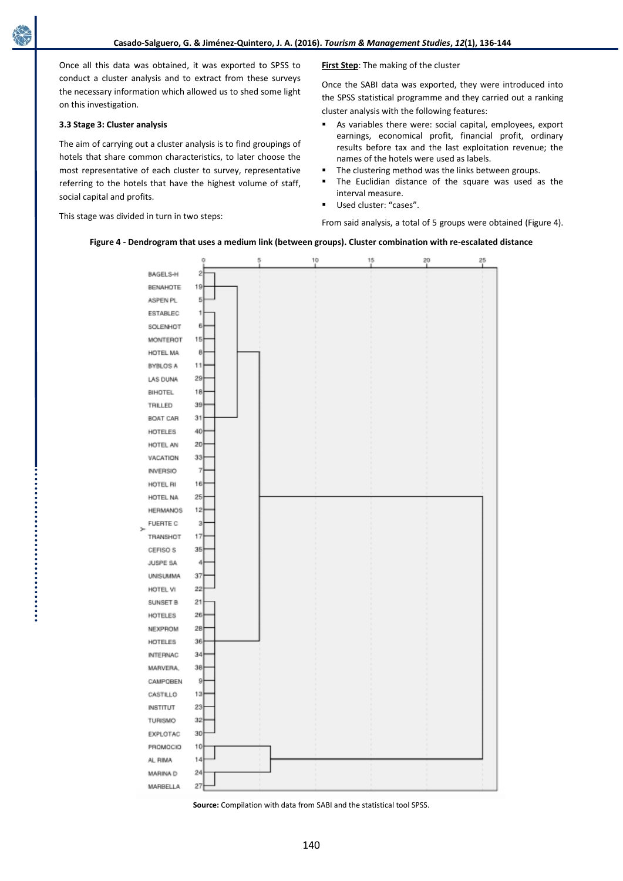Once all this data was obtained, it was exported to SPSS to conduct a cluster analysis and to extract from these surveys the necessary information which allowed us to shed some light on this investigation.

### 3.3 Stage 3: Cluster analysis

The aim of carrying out a cluster analysis is to find groupings of hotels that share common characteristics, to later choose the most representative of each cluster to survey, representative referring to the hotels that have the highest volume of staff, social capital and profits.

This stage was divided in turn in two steps:

**First Step**: The making of the cluster

Once the SABI data was exported, they were introduced into the SPSS statistical programme and they carried out a ranking cluster analysis with the following features:

- As variables there were: social capital, employees, export earnings, economical profit, financial profit, ordinary results before tax and the last exploitation revenue; the names of the hotels were used as labels.
- The clustering method was the links between groups.
- The Euclidian distance of the square was used as the interval measure.
- Used cluster: "cases".

From said analysis, a total of 5 groups were obtained (Figure 4).

**Figure 4 - Dendrogram that uses a medium link (between groups). Cluster combination with re-escalated distance**

**Source:** Compilation with data from SABI and the statistical tool SPSS.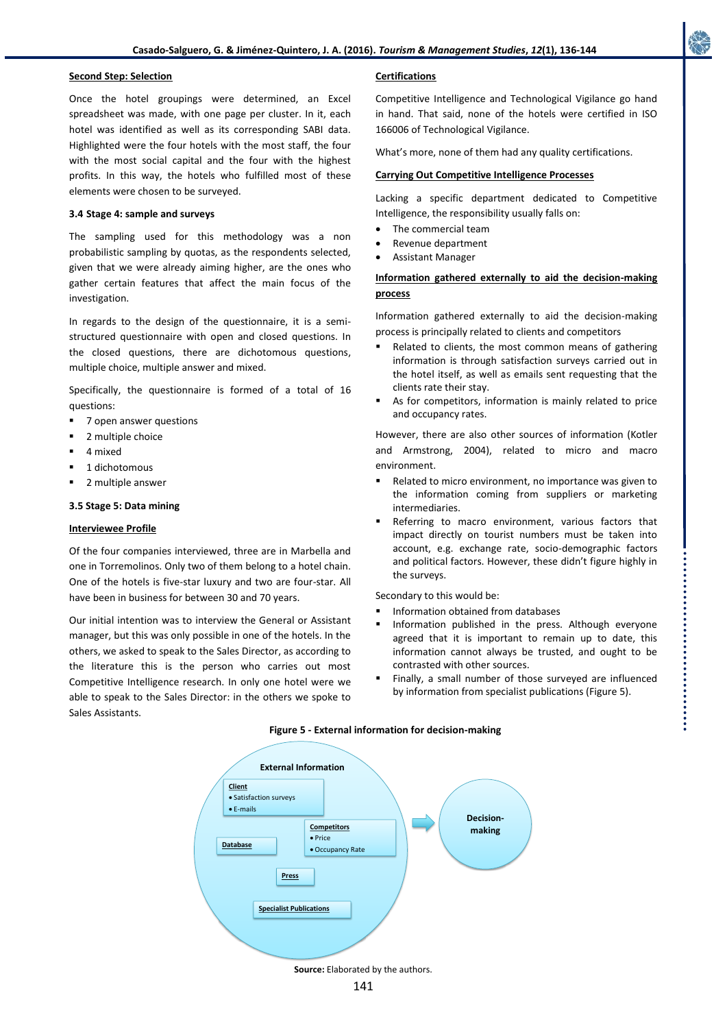**Second Step: Selection**

Once the hotel groupings were determined, an Excel spreadsheet was made, with one page per cluster. In it, each hotel was identified as well as its corresponding SABI data. Highlighted were the four hotels with the most staff, the four with the most social capital and the four with the highest profits. In this way, the hotels who fulfilled most of these elements were chosen to be surveyed.

### 3.4 Stage 4: sample and surveys

The sampling used for this methodology was a non probabilistic sampling by quotas, as the respondents selected, given that we were already aiming higher, are the ones who gather certain features that affect the main focus of the investigation.

In regards to the design of the questionnaire, it is a semi-structured questionnaire with open and closed questions. In the closed questions, there are dichotomous questions, multiple choice, multiple answer and mixed.

Specifically, the questionnaire is formed of a total of 16 questions:

- 7 open answer questions
- 2 multiple choice
- 4 mixed
- 1 dichotomous
- 2 multiple answer

### 3.5 Stage 5: Data mining

**Interviewee Profile**

Of the four companies interviewed, three are in Marbella and one in Torremolinos. Only two of them belong to a hotel chain. One of the hotels is five-star luxury and two are four-star. All have been in business for between 30 and 70 years.

Our initial intention was to interview the General or Assistant manager, but this was only possible in one of the hotels. In the others, we asked to speak to the Sales Director, as according to the literature this is the person who carries out most Competitive Intelligence research. In only one hotel were we able to speak to the Sales Director: in the others we spoke to Sales Assistants.

**Certifications**

Competitive Intelligence and Technological Vigilance go hand in hand. That said, none of the hotels were certified in ISO 166006 of Technological Vigilance.

What's more, none of them had any quality certifications.

**Carrying Out Competitive Intelligence Processes**

Lacking a specific department dedicated to Competitive Intelligence, the responsibility usually falls on:

- The commercial team
- Revenue department
- Assistant Manager

**Information gathered externally to aid the decision-making process**

Information gathered externally to aid the decision-making process is principally related to clients and competitors

- Related to clients, the most common means of gathering information is through satisfaction surveys carried out in the hotel itself, as well as emails sent requesting that the clients rate their stay.
- As for competitors, information is mainly related to price and occupancy rates.

However, there are also other sources of information (Kotler and Armstrong, 2004), related to micro and macro environment.

- Related to micro environment, no importance was given to the information coming from suppliers or marketing intermediaries.
- Referring to macro environment, various factors that impact directly on tourist numbers must be taken into account, e.g. exchange rate, socio-demographic factors and political factors. However, these didn't figure highly in the surveys.

Secondary to this would be:

- Information obtained from databases
- Information published in the press. Although everyone agreed that it is important to remain up to date, this information cannot always be trusted, and ought to be contrasted with other sources.
- Finally, a small number of those surveyed are influenced by information from specialist publications (Figure 5).

**Figure 5 - External information for decision-making**

External Information

- **Client**
  - Satisfaction surveys
  - E-mails
- **Competitors**
  - Price
  - Occupancy Rate
- **Database**
- **Press**
- **Specialist Publications**

→ Decision-making

**Source:** Elaborated by the authors.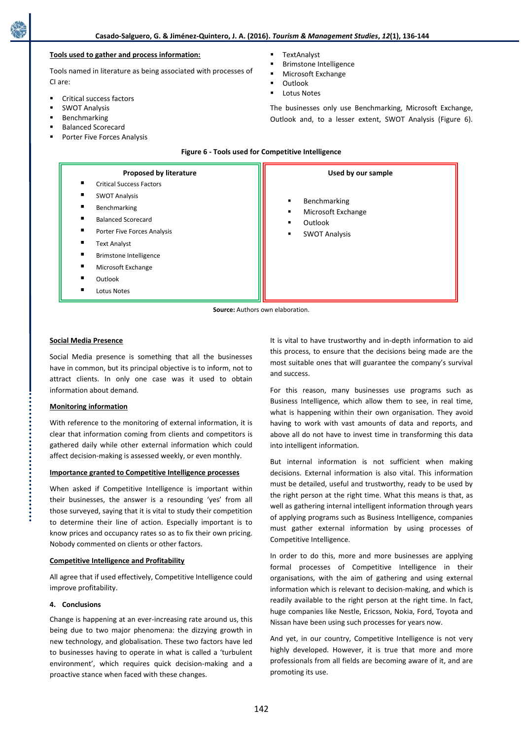**Tools used to gather and process information:**

Tools named in literature as being associated with processes of CI are:

- Critical success factors
- SWOT Analysis
- Benchmarking
- Balanced Scorecard
- Porter Five Forces Analysis
- TextAnalyst
- Brimstone Intelligence
- Microsoft Exchange
- Outlook
- Lotus Notes

The businesses only use Benchmarking, Microsoft Exchange, Outlook and, to a lesser extent, SWOT Analysis (Figure 6).

**Figure 6 - Tools used for Competitive Intelligence**

| Proposed by literature | Used by our sample |
|---|---|
| Critical Success Factors | Benchmarking |
| SWOT Analysis | Microsoft Exchange |
| Benchmarking | Outlook |
| Balanced Scorecard | SWOT Analysis |
| Porter Five Forces Analysis | |
| Text Analyst | |
| Brimstone Intelligence | |
| Microsoft Exchange | |
| Outlook | |
| Lotus Notes | |

**Source:** Authors own elaboration.

**Social Media Presence**

Social Media presence is something that all the businesses have in common, but its principal objective is to inform, not to attract clients. In only one case was it used to obtain information about demand.

**Monitoring information**

With reference to the monitoring of external information, it is clear that information coming from clients and competitors is gathered daily while other external information which could affect decision-making is assessed weekly, or even monthly.

**Importance granted to Competitive Intelligence processes**

When asked if Competitive Intelligence is important within their businesses, the answer is a resounding 'yes' from all those surveyed, saying that it is vital to study their competition to determine their line of action. Especially important is to know prices and occupancy rates so as to fix their own pricing. Nobody commented on clients or other factors.

**Competitive Intelligence and Profitability**

All agree that if used effectively, Competitive Intelligence could improve profitability.

## 4. Conclusions

Change is happening at an ever-increasing rate around us, this being due to two major phenomena: the dizzying growth in new technology, and globalisation. These two factors have led to businesses having to operate in what is called a 'turbulent environment', which requires quick decision-making and a proactive stance when faced with these changes.

It is vital to have trustworthy and in-depth information to aid this process, to ensure that the decisions being made are the most suitable ones that will guarantee the company's survival and success.

For this reason, many businesses use programs such as Business Intelligence, which allow them to see, in real time, what is happening within their own organisation. They avoid having to work with vast amounts of data and reports, and above all do not have to invest time in transforming this data into intelligent information.

But internal information is not sufficient when making decisions. External information is also vital. This information must be detailed, useful and trustworthy, ready to be used by the right person at the right time. What this means is that, as well as gathering internal intelligent information through years of applying programs such as Business Intelligence, companies must gather external information by using processes of Competitive Intelligence.

In order to do this, more and more businesses are applying formal processes of Competitive Intelligence in their organisations, with the aim of gathering and using external information which is relevant to decision-making, and which is readily available to the right person at the right time. In fact, huge companies like Nestle, Ericsson, Nokia, Ford, Toyota and Nissan have been using such processes for years now.

And yet, in our country, Competitive Intelligence is not very highly developed. However, it is true that more and more professionals from all fields are becoming aware of it, and are promoting its use.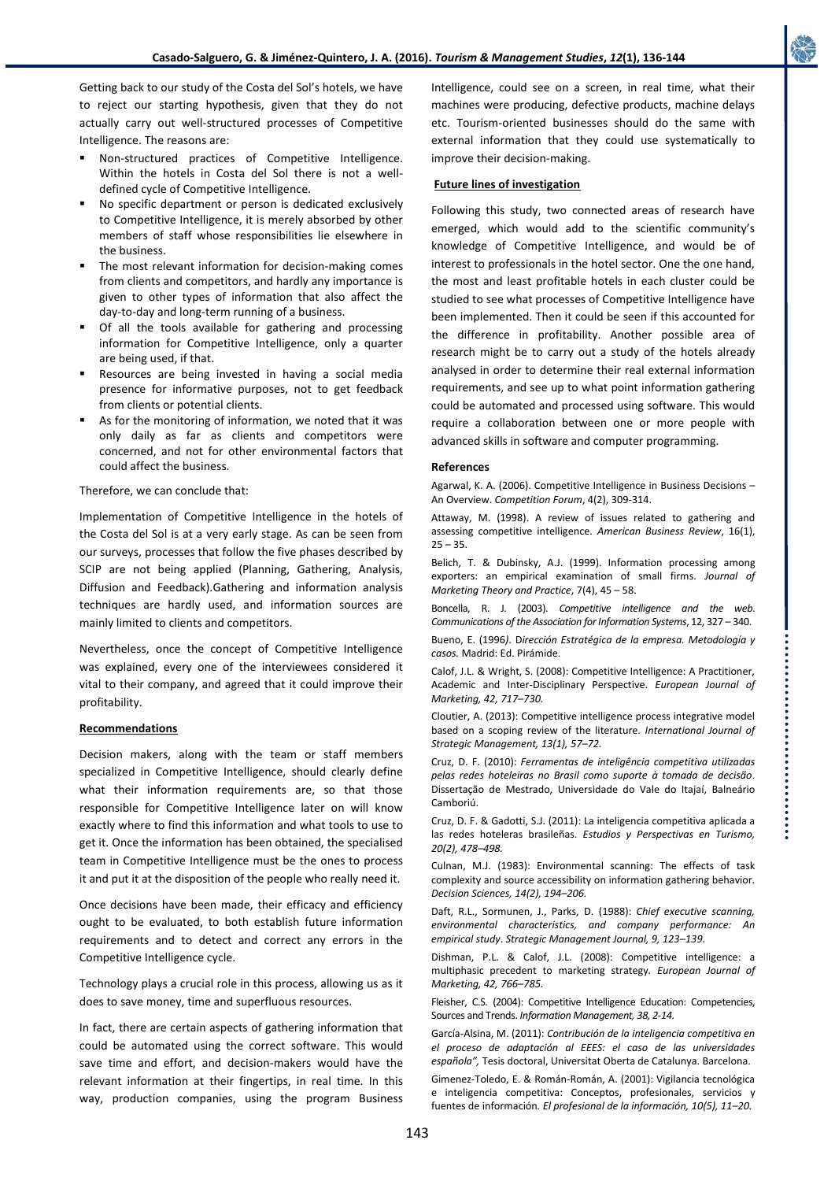Getting back to our study of the Costa del Sol's hotels, we have to reject our starting hypothesis, given that they do not actually carry out well-structured processes of Competitive Intelligence. The reasons are:

- Non-structured practices of Competitive Intelligence. Within the hotels in Costa del Sol there is not a well-defined cycle of Competitive Intelligence.
- No specific department or person is dedicated exclusively to Competitive Intelligence, it is merely absorbed by other members of staff whose responsibilities lie elsewhere in the business.
- The most relevant information for decision-making comes from clients and competitors, and hardly any importance is given to other types of information that also affect the day-to-day and long-term running of a business.
- Of all the tools available for gathering and processing information for Competitive Intelligence, only a quarter are being used, if that.
- Resources are being invested in having a social media presence for informative purposes, not to get feedback from clients or potential clients.
- As for the monitoring of information, we noted that it was only daily as far as clients and competitors were concerned, and not for other environmental factors that could affect the business.

Therefore, we can conclude that:

Implementation of Competitive Intelligence in the hotels of the Costa del Sol is at a very early stage. As can be seen from our surveys, processes that follow the five phases described by SCIP are not being applied (Planning, Gathering, Analysis, Diffusion and Feedback).Gathering and information analysis techniques are hardly used, and information sources are mainly limited to clients and competitors.

Nevertheless, once the concept of Competitive Intelligence was explained, every one of the interviewees considered it vital to their company, and agreed that it could improve their profitability.

**Recommendations**

Decision makers, along with the team or staff members specialized in Competitive Intelligence, should clearly define what their information requirements are, so that those responsible for Competitive Intelligence later on will know exactly where to find this information and what tools to use to get it. Once the information has been obtained, the specialised team in Competitive Intelligence must be the ones to process it and put it at the disposition of the people who really need it.

Once decisions have been made, their efficacy and efficiency ought to be evaluated, to both establish future information requirements and to detect and correct any errors in the Competitive Intelligence cycle.

Technology plays a crucial role in this process, allowing us as it does to save money, time and superfluous resources.

In fact, there are certain aspects of gathering information that could be automated using the correct software. This would save time and effort, and decision-makers would have the relevant information at their fingertips, in real time. In this way, production companies, using the program Business Intelligence, could see on a screen, in real time, what their machines were producing, defective products, machine delays etc. Tourism-oriented businesses should do the same with external information that they could use systematically to improve their decision-making.

**Future lines of investigation**

Following this study, two connected areas of research have emerged, which would add to the scientific community's knowledge of Competitive Intelligence, and would be of interest to professionals in the hotel sector. One the one hand, the most and least profitable hotels in each cluster could be studied to see what processes of Competitive Intelligence have been implemented. Then it could be seen if this accounted for the difference in profitability. Another possible area of research might be to carry out a study of the hotels already analysed in order to determine their real external information requirements, and see up to what point information gathering could be automated and processed using software. This would require a collaboration between one or more people with advanced skills in software and computer programming.

**References**

Agarwal, K. A. (2006). Competitive Intelligence in Business Decisions – An Overview. *Competition Forum*, 4(2), 309-314.

Attaway, M. (1998). A review of issues related to gathering and assessing competitive intelligence. *American Business Review*, 16(1), 25 – 35.

Belich, T. & Dubinsky, A.J. (1999). Information processing among exporters: an empirical examination of small firms. *Journal of Marketing Theory and Practice*, 7(4), 45 – 58.

Boncella, R. J. (2003). *Competitive intelligence and the web*. *Communications of the Association for Information Systems*, 12, 327 – 340.

Bueno, E. (1996). D*irección Estratégica de la empresa. Metodología y casos.* Madrid: Ed. Pirámide.

Calof, J.L. & Wright, S. (2008): Competitive Intelligence: A Practitioner, Academic and Inter-Disciplinary Perspective. *European Journal of Marketing, 42, 717–730.*

Cloutier, A. (2013): Competitive intelligence process integrative model based on a scoping review of the literature. *International Journal of Strategic Management, 13(1), 57–72.*

Cruz, D. F. (2010): *Ferramentas de inteligência competitiva utilizadas pelas redes hoteleiras no Brasil como suporte à tomada de decisão*. Dissertação de Mestrado, Universidade do Vale do Itajaí, Balneário Camboriú.

Cruz, D. F. & Gadotti, S.J. (2011): La inteligencia competitiva aplicada a las redes hoteleras brasileñas. *Estudios y Perspectivas en Turismo, 20(2), 478–498.*

Culnan, M.J. (1983): Environmental scanning: The effects of task complexity and source accessibility on information gathering behavior. *Decision Sciences, 14(2), 194–206.*

Daft, R.L., Sormunen, J., Parks, D. (1988): *Chief executive scanning, environmental characteristics, and company performance: An empirical study*. *Strategic Management Journal, 9, 123–139.*

Dishman, P.L. & Calof, J.L. (2008): Competitive intelligence: a multiphasic precedent to marketing strategy. *European Journal of Marketing, 42, 766–785.*

Fleisher, C.S. (2004): Competitive Intelligence Education: Competencies, Sources and Trends. *Information Management, 38, 2-14.*

García-Alsina, M. (2011): *Contribución de la inteligencia competitiva en el proceso de adaptación al EEES: el caso de las universidades española",* Tesis doctoral, Universitat Oberta de Catalunya. Barcelona.

Gimenez-Toledo, E. & Román-Román, A. (2001): Vigilancia tecnológica e inteligencia competitiva: Conceptos, profesionales, servicios y fuentes de información. *El profesional de la información, 10(5), 11–20.*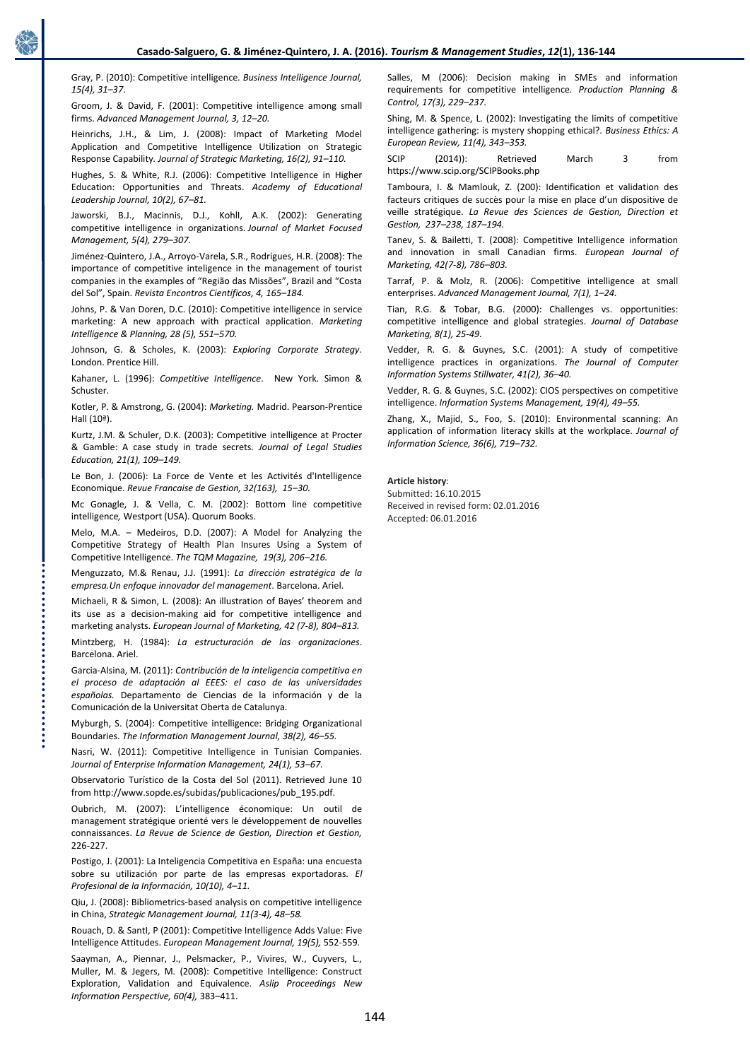Gray, P. (2010): Competitive intelligence. *Business Intelligence Journal, 15(4), 31–37*.

Groom, J. & David, F. (2001): Competitive intelligence among small firms. *Advanced Management Journal, 3, 12–20.*

Heinrichs, J.H., & Lim, J. (2008): Impact of Marketing Model Application and Competitive Intelligence Utilization on Strategic Response Capability. *Journal of Strategic Marketing, 16(2), 91–110.*

Hughes, S. & White, R.J. (2006): Competitive Intelligence in Higher Education: Opportunities and Threats. *Academy of Educational Leadership Journal, 10(2), 67–81.*

Jaworski, B.J., Macinnis, D.J., Kohll, A.K. (2002): Generating competitive intelligence in organizations. *Journal of Market Focused Management, 5(4), 279–307.*

Jiménez-Quintero, J.A., Arroyo-Varela, S.R., Rodrigues, H.R. (2008): The importance of competitive inteligence in the management of tourist companies in the examples of "Região das Missões", Brazil and "Costa del Sol", Spain. *Revista Encontros Científicos, 4, 165–184.*

Johns, P. & Van Doren, D.C. (2010): Competitive intelligence in service marketing: A new approach with practical application. *Marketing Intelligence & Planning, 28 (5), 551–570.*

Johnson, G. & Scholes, K. (2003): *Exploring Corporate Strategy*. London. Prentice Hill.

Kahaner, L. (1996): *Competitive Intelligence*. New York. Simon & Schuster.

Kotler, P. & Amstrong, G. (2004): *Marketing.* Madrid. Pearson-Prentice Hall (10ª).

Kurtz, J.M. & Schuler, D.K. (2003): Competitive intelligence at Procter & Gamble: A case study in trade secrets. *Journal of Legal Studies Education, 21(1), 109–149.*

Le Bon, J. (2006): La Force de Vente et les Activités d'Intelligence Economique. *Revue Francaise de Gestion, 32(163), 15–30.*

Mc Gonagle, J. & Vella, C. M. (2002): Bottom line competitive intelligence*,* Westport (USA). Quorum Books.

Melo, M.A. – Medeiros, D.D. (2007): A Model for Analyzing the Competitive Strategy of Health Plan Insures Using a System of Competitive Intelligence. *The TQM Magazine, 19(3), 206–216.*

Menguzzato, M.& Renau, J.J. (1991): *La dirección estratégica de la empresa.Un enfoque innovador del management*. Barcelona. Ariel.

Michaeli, R & Simon, L. (2008): An illustration of Bayes' theorem and its use as a decision-making aid for competitive intelligence and marketing analysts. *European Journal of Marketing, 42 (7-8), 804–813.*

Mintzberg, H. (1984): *La estructuración de las organizaciones*. Barcelona. Ariel.

Garcia-Alsina, M. (2011): *Contribución de la inteligencia competitiva en el proceso de adaptación al EEES: el caso de las universidades españolas.* Departamento de Ciencias de la información y de la Comunicación de la Universitat Oberta de Catalunya.

Myburgh, S. (2004): Competitive intelligence: Bridging Organizational Boundaries. *The Information Management Journal, 38(2), 46–55.*

Nasri, W. (2011): Competitive Intelligence in Tunisian Companies. *Journal of Enterprise Information Management, 24(1), 53–67.*

Observatorio Turístico de la Costa del Sol (2011). Retrieved June 10 from http://www.sopde.es/subidas/publicaciones/pub_195.pdf.

Oubrich, M. (2007): L'intelligence économique: Un outil de management stratégique orienté vers le développement de nouvelles connaissances. *La Revue de Science de Gestion, Direction et Gestion,* 226-227.

Postigo, J. (2001): La Inteligencia Competitiva en España: una encuesta sobre su utilización por parte de las empresas exportadoras. *El Profesional de la Información, 10(10), 4–11.*

Qiu, J. (2008): Bibliometrics-based analysis on competitive intelligence in China, *Strategic Management Journal, 11(3-4), 48–58.*

Rouach, D. & Santl, P (2001): Competitive Intelligence Adds Value: Five Intelligence Attitudes. *European Management Journal, 19(5),* 552-559.

Saayman, A., Piennar, J., Pelsmacker, P., Vivires, W., Cuyvers, L., Muller, M. & Jegers, M. (2008): Competitive Intelligence: Construct Exploration, Validation and Equivalence. *Aslip Proceedings New Information Perspective, 60(4),* 383–411.

Salles, M (2006): Decision making in SMEs and information requirements for competitive intelligence. *Production Planning & Control, 17(3), 229–237.*

Shing, M. & Spence, L. (2002): Investigating the limits of competitive intelligence gathering: is mystery shopping ethical?. *Business Ethics: A European Review, 11(4), 343–353.*

SCIP (2014)): Retrieved March 3 from https://www.scip.org/SCIPBooks.php

Tamboura, I. & Mamlouk, Z. (200): Identification et validation des facteurs critiques de succès pour la mise en place d'un dispositive de veille stratégique. *La Revue des Sciences de Gestion, Direction et Gestion, 237–238, 187–194.*

Tanev, S. & Bailetti, T. (2008): Competitive Intelligence information and innovation in small Canadian firms. *European Journal of Marketing, 42(7-8), 786–803.*

Tarraf, P. & Molz, R. (2006): Competitive intelligence at small enterprises. *Advanced Management Journal, 7(1), 1–24.*

Tian, R.G. & Tobar, B.G. (2000): Challenges vs. opportunities: competitive intelligence and global strategies. *Journal of Database Marketing, 8(1), 25-49.*

Vedder, R. G. & Guynes, S.C. (2001): A study of competitive intelligence practices in organizations. *The Journal of Computer Information Systems Stillwater, 41(2), 36–40.*

Vedder, R. G. & Guynes, S.C. (2002): CIOS perspectives on competitive intelligence. *Information Systems Management, 19(4), 49–55.*

Zhang, X., Majid, S., Foo, S. (2010): Environmental scanning: An application of information literacy skills at the workplace. *Journal of Information Science, 36(6), 719–732.*

**Article history**:
Submitted: 16.10.2015
Received in revised form: 02.01.2016
Accepted: 06.01.2016